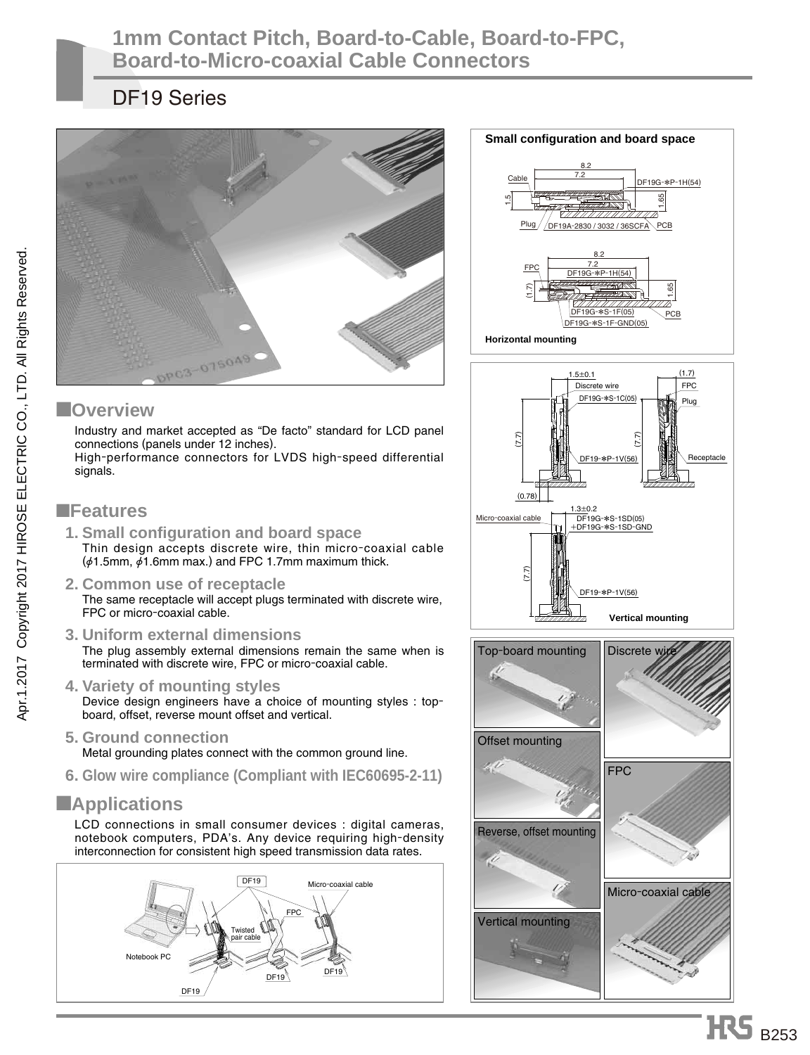# 1mm Contact Pitch, Board-to-Cable, Board-to-FPC, Board-to-Micro-coaxial Cable Connectors

## DF19 Series

## ■Overview

Industry and market accepted as "De facto" standard for LCD panel connections (panels under 12 inches).
High-performance connectors for LVDS high-speed differential signals.

## ■Features

**1. Small configuration and board space**
Thin design accepts discrete wire, thin micro-coaxial cable (ϕ1.5mm, ϕ1.6mm max.) and FPC 1.7mm maximum thick.

**2. Common use of receptacle**
The same receptacle will accept plugs terminated with discrete wire, FPC or micro-coaxial cable.

**3. Uniform external dimensions**
The plug assembly external dimensions remain the same when is terminated with discrete wire, FPC or micro-coaxial cable.

**4. Variety of mounting styles**
Device design engineers have a choice of mounting styles : top-board, offset, reverse mount offset and vertical.

**5. Ground connection**
Metal grounding plates connect with the common ground line.

**6. Glow wire compliance (Compliant with IEC60695-2-11)**

## ■Applications

LCD connections in small consumer devices : digital cameras, notebook computers, PDA's. Any device requiring high-density interconnection for consistent high speed transmission data rates.

Notebook PC, DF19, Micro-coaxial cable, FPC, Twisted pair cable

**Small configuration and board space**

Cable, Plug, DF19A-2830 / 3032 / 36SCFA, DF19G-*P-1H(54), PCB

FPC, DF19G-*P-1H(54), DF19G-*S-1F(05), DF19G-*S-1F-GND(05), PCB

Horizontal mounting

Discrete wire, DF19G-*S-1C(05), DF19-*P-1V(56), FPC, Plug, Receptacle

Micro-coaxial cable, DF19G-*S-1SD(05) +DF19G-*S-1SD-GND, DF19-*P-1V(56)

Vertical mounting

Top-board mounting | Discrete wire | Offset mounting | FPC | Reverse, offset mounting | Micro-coaxial cable | Vertical mounting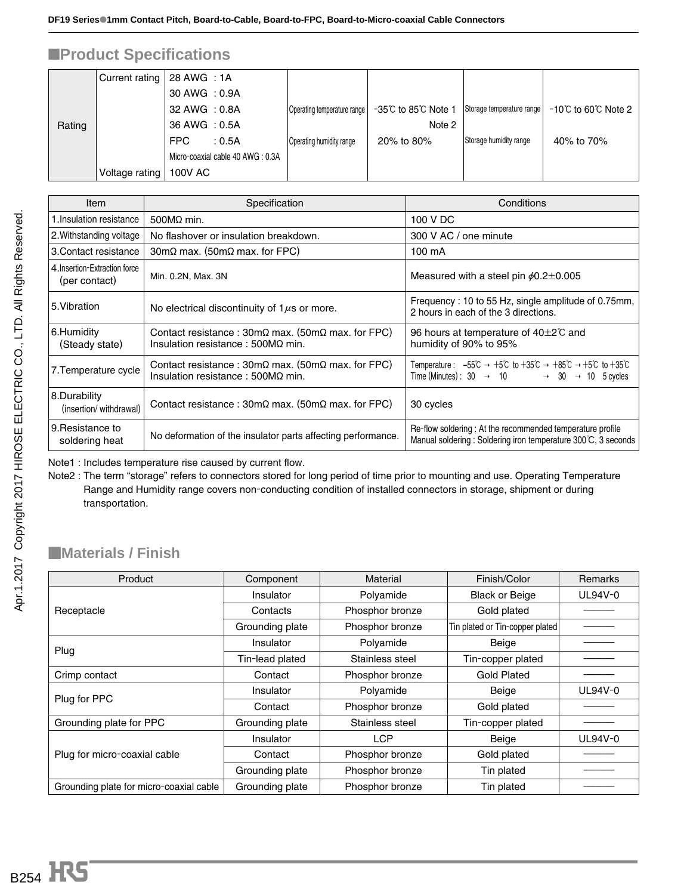## ■Product Specifications

| Rating | | | | | | |
|---|---|---|---|---|---|---|
| Rating | Current rating | 28 AWG : 1A<br>30 AWG : 0.9A<br>32 AWG : 0.8A<br>36 AWG : 0.5A<br>FPC : 0.5A<br>Micro-coaxial cable 40 AWG : 0.3A | Operating temperature range | -35℃ to 85℃ Note 1 | Storage temperature range | -10℃ to 60℃ Note 2 |
| | | | Operating humidity range | Note 2<br>20% to 80% | Storage humidity range | 40% to 70% |
| | Voltage rating | 100V AC | | | | |

| Item | Specification | Conditions |
|---|---|---|
| 1.Insulation resistance | 500MΩ min. | 100 V DC |
| 2.Withstanding voltage | No flashover or insulation breakdown. | 300 V AC / one minute |
| 3.Contact resistance | 30mΩ max. (50mΩ max. for FPC) | 100 mA |
| 4.Insertion-Extraction force (per contact) | Min. 0.2N, Max. 3N | Measured with a steel pin $\phi$0.2±0.005 |
| 5.Vibration | No electrical discontinuity of 1$\mu$s or more. | Frequency : 10 to 55 Hz, single amplitude of 0.75mm, 2 hours in each of the 3 directions. |
| 6.Humidity (Steady state) | Contact resistance : 30mΩ max. (50mΩ max. for FPC)<br>Insulation resistance : 500MΩ min. | 96 hours at temperature of 40±2℃ and humidity of 90% to 95% |
| 7.Temperature cycle | Contact resistance : 30mΩ max. (50mΩ max. for FPC)<br>Insulation resistance : 500MΩ min. | Temperature : -55℃ → +5℃ to +35℃ → +85℃ → +5℃ to +35℃<br>Time (Minutes) : 30 → 10 → 30 → 10 5 cycles |
| 8.Durability (insertion/ withdrawal) | Contact resistance : 30mΩ max. (50mΩ max. for FPC) | 30 cycles |
| 9.Resistance to soldering heat | No deformation of the insulator parts affecting performance. | Re-flow soldering : At the recommended temperature profile<br>Manual soldering : Soldering iron temperature 300℃, 3 seconds |

Note1 : Includes temperature rise caused by current flow.

Note2 : The term "storage" refers to connectors stored for long period of time prior to mounting and use. Operating Temperature Range and Humidity range covers non-conducting condition of installed connectors in storage, shipment or during transportation.

## ■Materials / Finish

| Product | Component | Material | Finish/Color | Remarks |
|---|---|---|---|---|
| Receptacle | Insulator | Polyamide | Black or Beige | UL94V-0 |
| | Contacts | Phosphor bronze | Gold plated | ——— |
| | Grounding plate | Phosphor bronze | Tin plated or Tin-copper plated | ——— |
| Plug | Insulator | Polyamide | Beige | ——— |
| | Tin-lead plated | Stainless steel | Tin-copper plated | ——— |
| Crimp contact | Contact | Phosphor bronze | Gold Plated | ——— |
| Plug for PPC | Insulator | Polyamide | Beige | UL94V-0 |
| | Contact | Phosphor bronze | Gold plated | ——— |
| Grounding plate for PPC | Grounding plate | Stainless steel | Tin-copper plated | ——— |
| Plug for micro-coaxial cable | Insulator | LCP | Beige | UL94V-0 |
| | Contact | Phosphor bronze | Gold plated | ——— |
| | Grounding plate | Phosphor bronze | Tin plated | ——— |
| Grounding plate for micro-coaxial cable | Grounding plate | Phosphor bronze | Tin plated | ——— |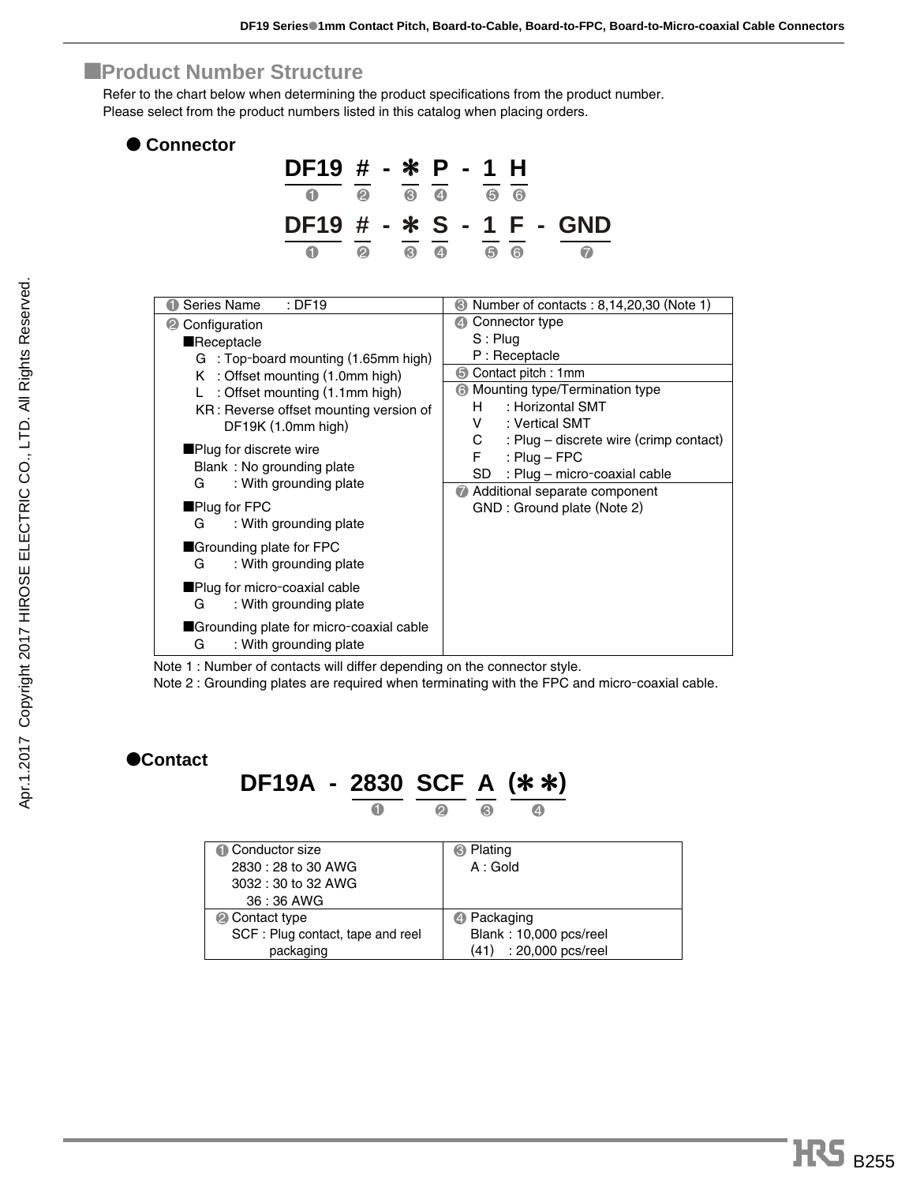## ■Product Number Structure

Refer to the chart below when determining the product specifications from the product number.
Please select from the product numbers listed in this catalog when placing orders.

### ● Connector

**DF19 # - ∗ P - 1 H**
(❶ ❷ ❸ ❹ ❺ ❻)

**DF19 # - ∗ S - 1 F - GND**
(❶ ❷ ❸ ❹ ❺ ❻ ❼)

| | |
|---|---|
| ❶ Series Name : DF19 | ❸ Number of contacts : 8,14,20,30 (Note 1) |
| ❷ Configuration<br>■Receptacle<br>G : Top-board mounting (1.65mm high)<br>K : Offset mounting (1.0mm high)<br>L : Offset mounting (1.1mm high)<br>KR : Reverse offset mounting version of DF19K (1.0mm high)<br>■Plug for discrete wire<br>Blank : No grounding plate<br>G : With grounding plate<br>■Plug for FPC<br>G : With grounding plate<br>■Grounding plate for FPC<br>G : With grounding plate<br>■Plug for micro-coaxial cable<br>G : With grounding plate<br>■Grounding plate for micro-coaxial cable<br>G : With grounding plate | ❹ Connector type<br>S : Plug<br>P : Receptacle<br>❺ Contact pitch : 1mm<br>❻ Mounting type/Termination type<br>H : Horizontal SMT<br>V : Vertical SMT<br>C : Plug – discrete wire (crimp contact)<br>F : Plug – FPC<br>SD : Plug – micro-coaxial cable<br>❼ Additional separate component<br>GND : Ground plate (Note 2) |

Note 1 : Number of contacts will differ depending on the connector style.
Note 2 : Grounding plates are required when terminating with the FPC and micro-coaxial cable.

### ●Contact

**DF19A - 2830 SCF A (∗∗)**
(❶ ❷ ❸ ❹)

| | |
|---|---|
| ❶ Conductor size<br>2830 : 28 to 30 AWG<br>3032 : 30 to 32 AWG<br>36 : 36 AWG | ❸ Plating<br>A : Gold |
| ❷ Contact type<br>SCF : Plug contact, tape and reel packaging | ❹ Packaging<br>Blank : 10,000 pcs/reel<br>(41) : 20,000 pcs/reel |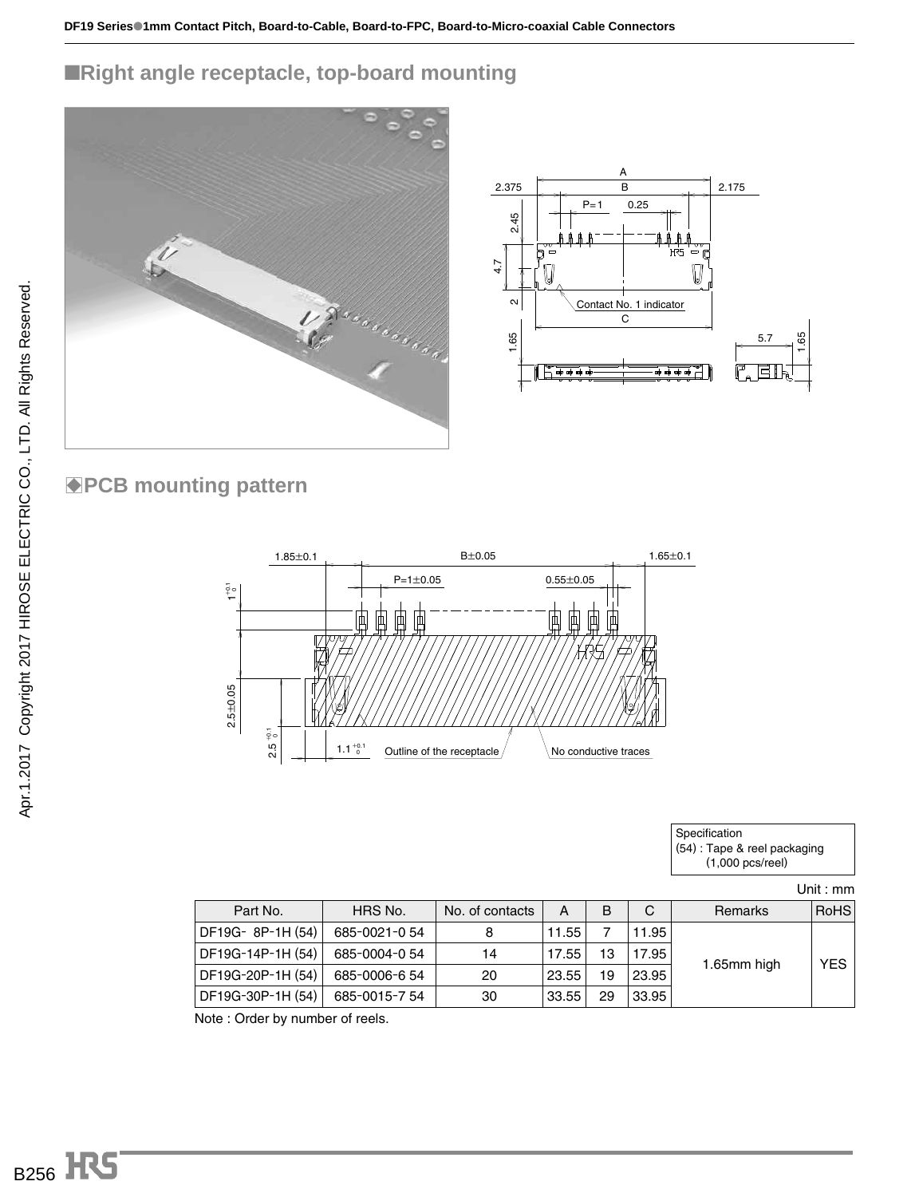## ■Right angle receptacle, top-board mounting

## ◆PCB mounting pattern

Specification
(54) : Tape & reel packaging
(1,000 pcs/reel)

Unit : mm

| Part No. | HRS No. | No. of contacts | A | B | C | Remarks | RoHS |
|---|---|---|---|---|---|---|---|
| DF19G- 8P-1H (54) | 685-0021-0 54 | 8 | 11.55 | 7 | 11.95 | 1.65mm high | YES |
| DF19G-14P-1H (54) | 685-0004-0 54 | 14 | 17.55 | 13 | 17.95 | | |
| DF19G-20P-1H (54) | 685-0006-6 54 | 20 | 23.55 | 19 | 23.95 | | |
| DF19G-30P-1H (54) | 685-0015-7 54 | 30 | 33.55 | 29 | 33.95 | | |

Note : Order by number of reels.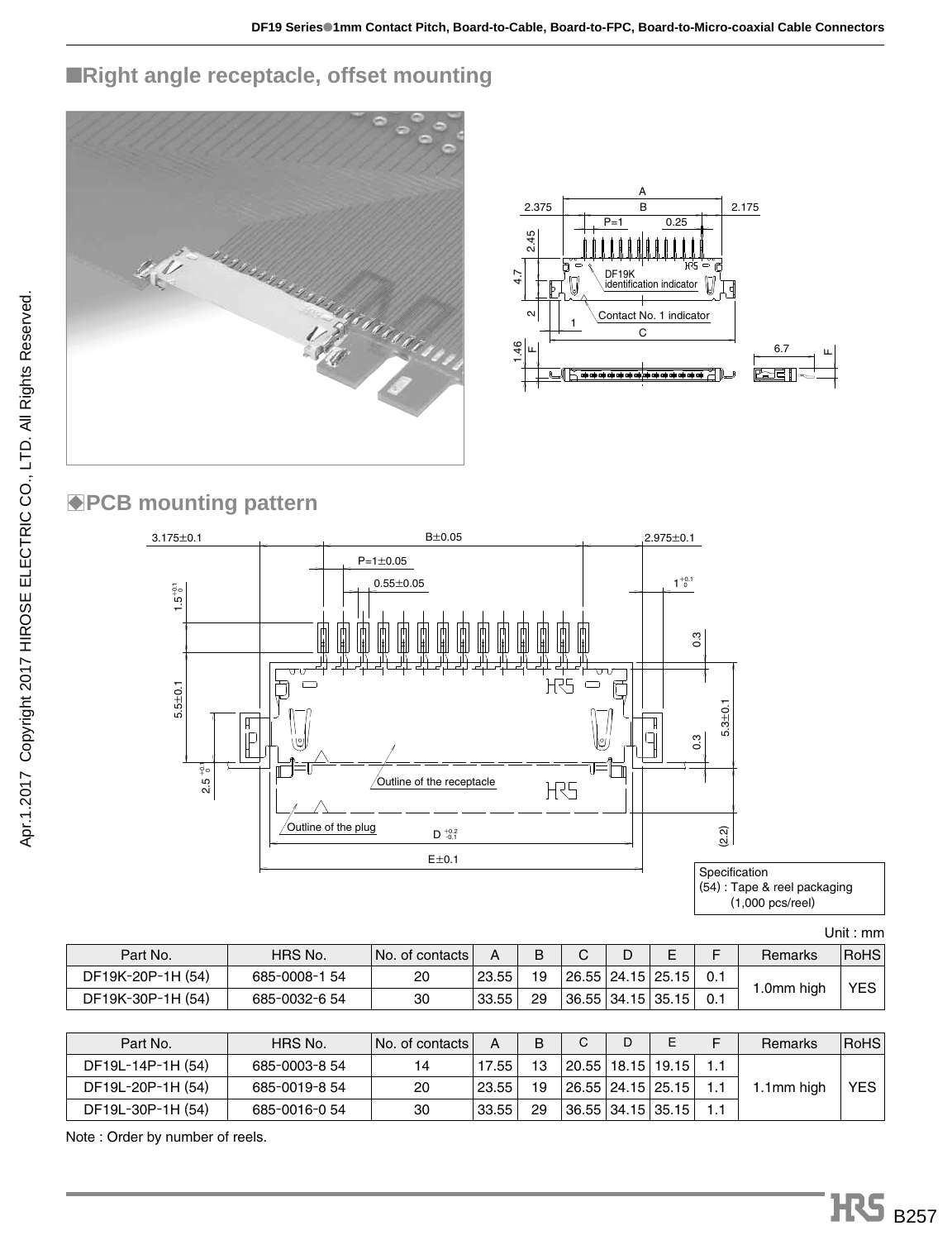## ■Right angle receptacle, offset mounting

## ◆PCB mounting pattern

Specification
(54) : Tape & reel packaging
(1,000 pcs/reel)

Unit : mm

| Part No. | HRS No. | No. of contacts | A | B | C | D | E | F | Remarks | RoHS |
|---|---|---|---|---|---|---|---|---|---|---|
| DF19K-20P-1H (54) | 685-0008-1 54 | 20 | 23.55 | 19 | 26.55 | 24.15 | 25.15 | 0.1 | 1.0mm high | YES |
| DF19K-30P-1H (54) | 685-0032-6 54 | 30 | 33.55 | 29 | 36.55 | 34.15 | 35.15 | 0.1 | | |

| Part No. | HRS No. | No. of contacts | A | B | C | D | E | F | Remarks | RoHS |
|---|---|---|---|---|---|---|---|---|---|---|
| DF19L-14P-1H (54) | 685-0003-8 54 | 14 | 17.55 | 13 | 20.55 | 18.15 | 19.15 | 1.1 | 1.1mm high | YES |
| DF19L-20P-1H (54) | 685-0019-8 54 | 20 | 23.55 | 19 | 26.55 | 24.15 | 25.15 | 1.1 | | |
| DF19L-30P-1H (54) | 685-0016-0 54 | 30 | 33.55 | 29 | 36.55 | 34.15 | 35.15 | 1.1 | | |

Note : Order by number of reels.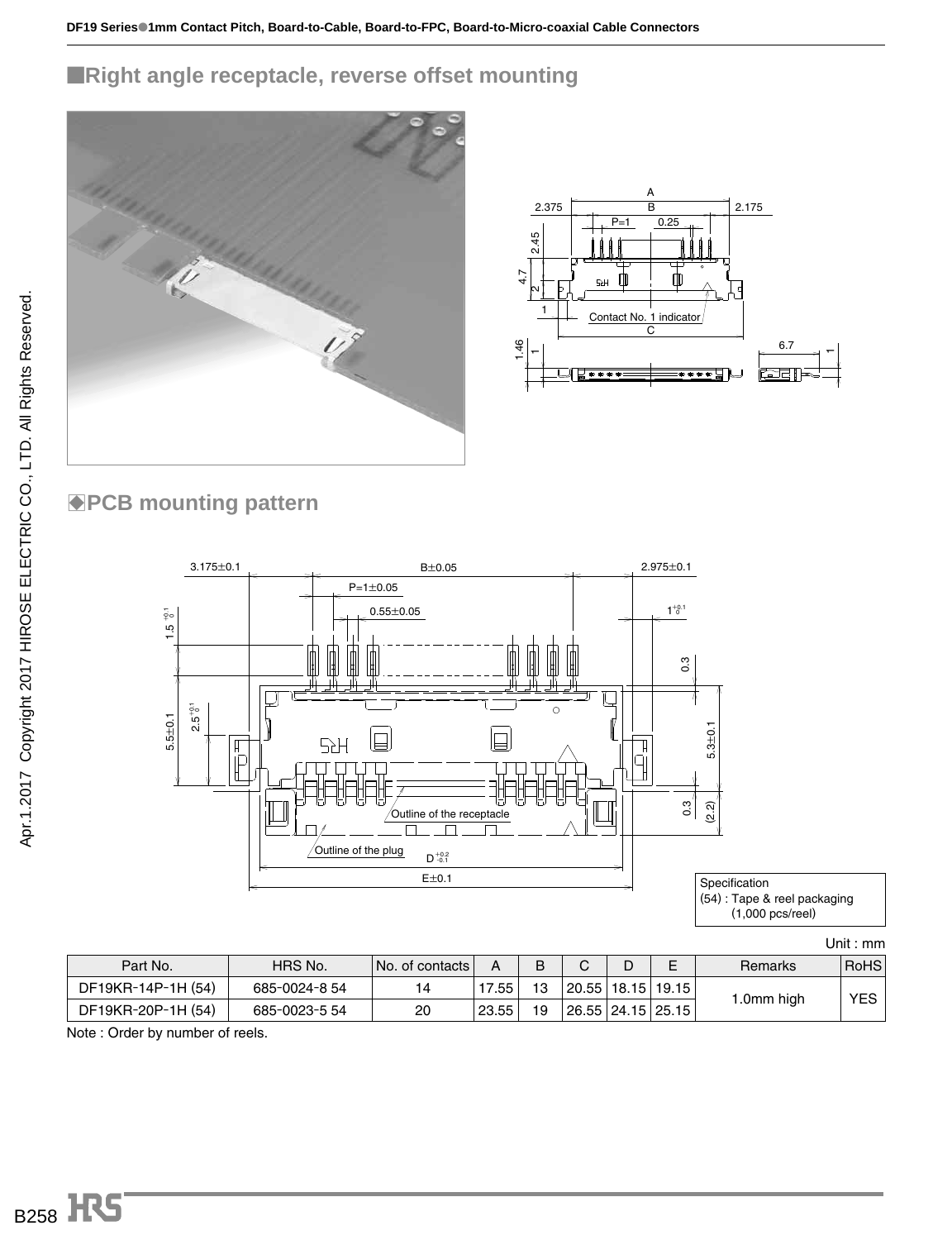## ■Right angle receptacle, reverse offset mounting

### ◆PCB mounting pattern

Specification
(54) : Tape & reel packaging
(1,000 pcs/reel)

Unit : mm

| Part No. | HRS No. | No. of contacts | A | B | C | D | E | Remarks | RoHS |
|---|---|---|---|---|---|---|---|---|---|
| DF19KR-14P-1H (54) | 685-0024-8 54 | 14 | 17.55 | 13 | 20.55 | 18.15 | 19.15 | 1.0mm high | YES |
| DF19KR-20P-1H (54) | 685-0023-5 54 | 20 | 23.55 | 19 | 26.55 | 24.15 | 25.15 | | |

Note : Order by number of reels.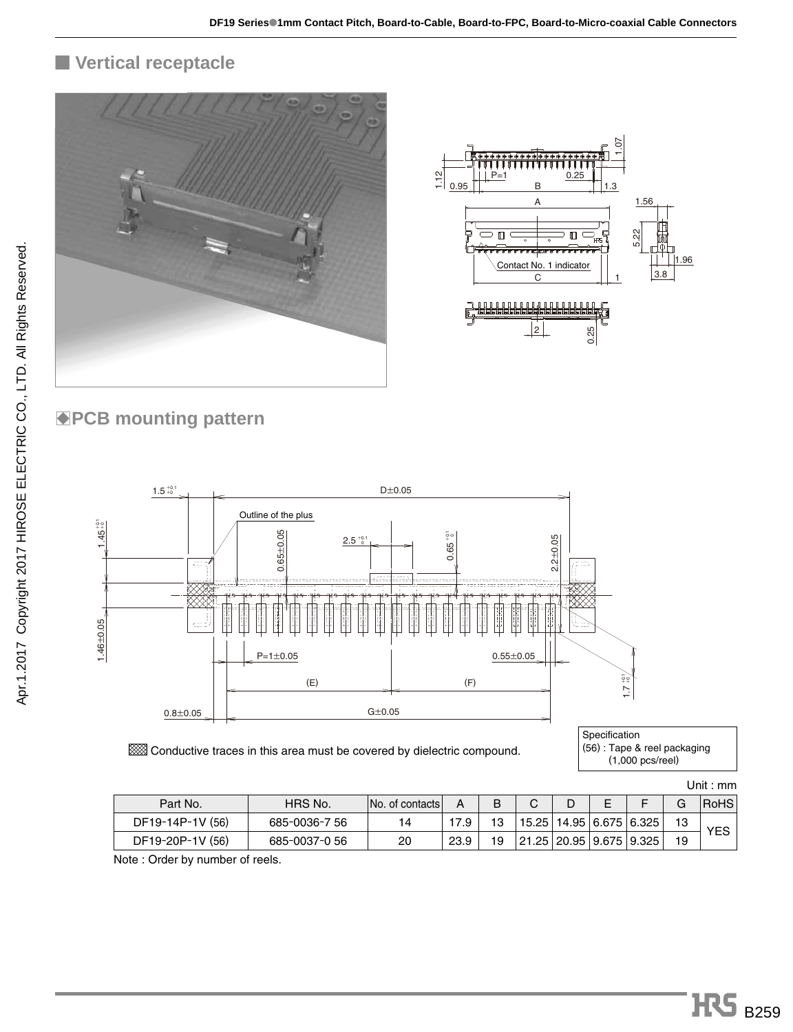## ■ Vertical receptacle

### ◆PCB mounting pattern

▨ Conductive traces in this area must be covered by dielectric compound.

Specification
(56) : Tape & reel packaging
(1,000 pcs/reel)

Unit : mm

| Part No. | HRS No. | No. of contacts | A | B | C | D | E | F | G | RoHS |
|---|---|---|---|---|---|---|---|---|---|---|
| DF19-14P-1V (56) | 685-0036-7 56 | 14 | 17.9 | 13 | 15.25 | 14.95 | 6.675 | 6.325 | 13 | YES |
| DF19-20P-1V (56) | 685-0037-0 56 | 20 | 23.9 | 19 | 21.25 | 20.95 | 9.675 | 9.325 | 19 | |

Note : Order by number of reels.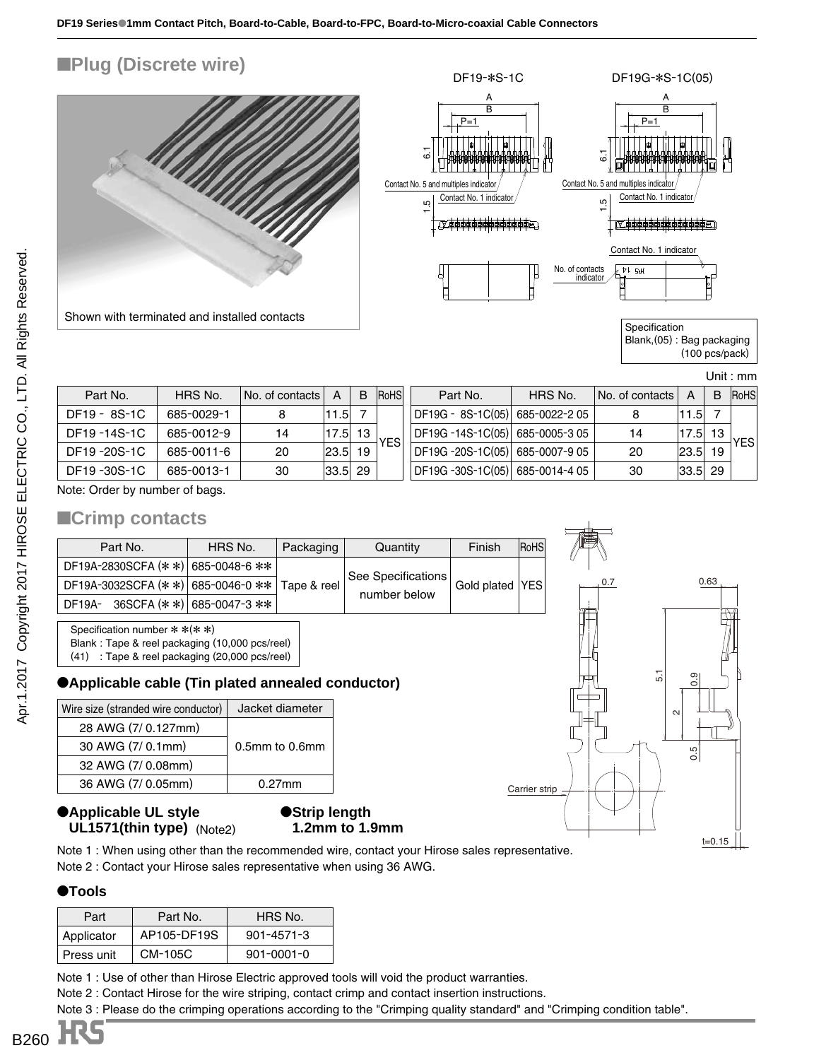## ■Plug (Discrete wire)

Shown with terminated and installed contacts

DF19-∗S-1C

DF19G-∗S-1C(05)

Contact No. 5 and multiples indicator

Contact No. 1 indicator

No. of contacts indicator

Specification
Blank,(05) : Bag packaging (100 pcs/pack)

Unit : mm

| Part No. | HRS No. | No. of contacts | A | B | RoHS |
|---|---|---|---|---|---|
| DF19 - 8S-1C | 685-0029-1 | 8 | 11.5 | 7 | YES |
| DF19 -14S-1C | 685-0012-9 | 14 | 17.5 | 13 | |
| DF19 -20S-1C | 685-0011-6 | 20 | 23.5 | 19 | |
| DF19 -30S-1C | 685-0013-1 | 30 | 33.5 | 29 | |

| Part No. | HRS No. | No. of contacts | A | B | RoHS |
|---|---|---|---|---|---|
| DF19G - 8S-1C(05) | 685-0022-2 05 | 8 | 11.5 | 7 | YES |
| DF19G -14S-1C(05) | 685-0005-3 05 | 14 | 17.5 | 13 | |
| DF19G -20S-1C(05) | 685-0007-9 05 | 20 | 23.5 | 19 | |
| DF19G -30S-1C(05) | 685-0014-4 05 | 30 | 33.5 | 29 | |

Note: Order by number of bags.

## ■Crimp contacts

| Part No. | HRS No. | Packaging | Quantity | Finish | RoHS |
|---|---|---|---|---|---|
| DF19A-2830SCFA (∗∗) | 685-0048-6 ∗∗ | Tape & reel | See Specifications number below | Gold plated | YES |
| DF19A-3032SCFA (∗∗) | 685-0046-0 ∗∗ | | | | |
| DF19A- 36SCFA (∗∗) | 685-0047-3 ∗∗ | | | | |

Specification number ∗∗(∗∗)
Blank : Tape & reel packaging (10,000 pcs/reel)
(41) : Tape & reel packaging (20,000 pcs/reel)

Carrier strip

t=0.15

### ●Applicable cable (Tin plated annealed conductor)

| Wire size (stranded wire conductor) | Jacket diameter |
|---|---|
| 28 AWG (7/ 0.127mm) | 0.5mm to 0.6mm |
| 30 AWG (7/ 0.1mm) | |
| 32 AWG (7/ 0.08mm) | |
| 36 AWG (7/ 0.05mm) | 0.27mm |

### ●Applicable UL style
**UL1571(thin type)** (Note2)

### ●Strip length
**1.2mm to 1.9mm**

Note 1 : When using other than the recommended wire, contact your Hirose sales representative.
Note 2 : Contact your Hirose sales representative when using 36 AWG.

### ●Tools

| Part | Part No. | HRS No. |
|---|---|---|
| Applicator | AP105-DF19S | 901-4571-3 |
| Press unit | CM-105C | 901-0001-0 |

Note 1 : Use of other than Hirose Electric approved tools will void the product warranties.
Note 2 : Contact Hirose for the wire striping, contact crimp and contact insertion instructions.
Note 3 : Please do the crimping operations according to the "Crimping quality standard" and "Crimping condition table".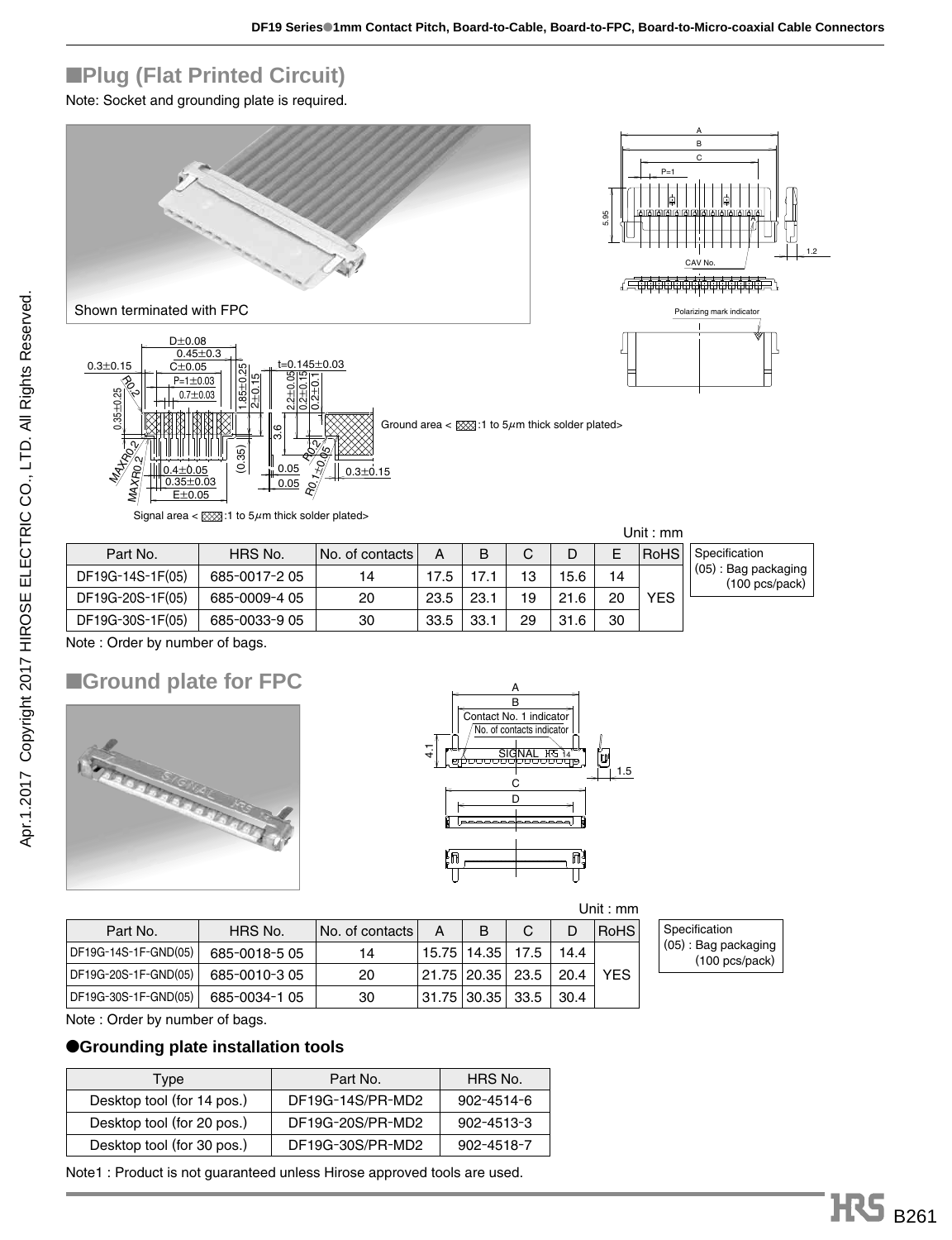## ■Plug (Flat Printed Circuit)

Note: Socket and grounding plate is required.

Shown terminated with FPC

Ground area < ▨:1 to 5μm thick solder plated>

Signal area < ▨:1 to 5μm thick solder plated>

Unit : mm

| Part No. | HRS No. | No. of contacts | A | B | C | D | E | RoHS |
|---|---|---|---|---|---|---|---|---|
| DF19G-14S-1F(05) | 685-0017-2 05 | 14 | 17.5 | 17.1 | 13 | 15.6 | 14 | YES |
| DF19G-20S-1F(05) | 685-0009-4 05 | 20 | 23.5 | 23.1 | 19 | 21.6 | 20 | |
| DF19G-30S-1F(05) | 685-0033-9 05 | 30 | 33.5 | 33.1 | 29 | 31.6 | 30 | |

Specification
(05) : Bag packaging (100 pcs/pack)

Note : Order by number of bags.

## ■Ground plate for FPC

Unit : mm

| Part No. | HRS No. | No. of contacts | A | B | C | D | RoHS |
|---|---|---|---|---|---|---|---|
| DF19G-14S-1F-GND(05) | 685-0018-5 05 | 14 | 15.75 | 14.35 | 17.5 | 14.4 | YES |
| DF19G-20S-1F-GND(05) | 685-0010-3 05 | 20 | 21.75 | 20.35 | 23.5 | 20.4 | |
| DF19G-30S-1F-GND(05) | 685-0034-1 05 | 30 | 31.75 | 30.35 | 33.5 | 30.4 | |

Specification
(05) : Bag packaging (100 pcs/pack)

Note : Order by number of bags.

### ●Grounding plate installation tools

| Type | Part No. | HRS No. |
|---|---|---|
| Desktop tool (for 14 pos.) | DF19G-14S/PR-MD2 | 902-4514-6 |
| Desktop tool (for 20 pos.) | DF19G-20S/PR-MD2 | 902-4513-3 |
| Desktop tool (for 30 pos.) | DF19G-30S/PR-MD2 | 902-4518-7 |

Note1 : Product is not guaranteed unless Hirose approved tools are used.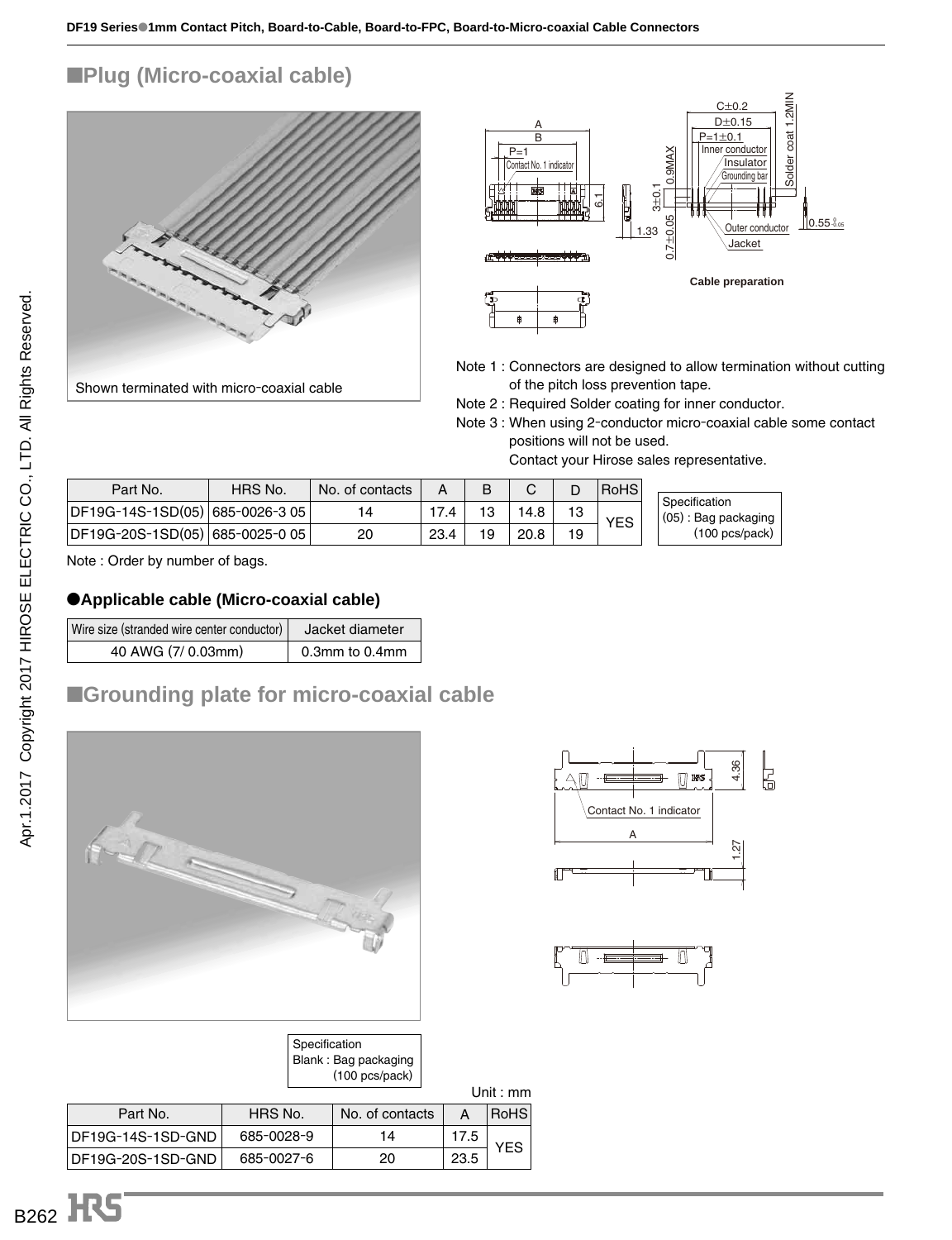## ■Plug (Micro-coaxial cable)

Shown terminated with micro-coaxial cable

Cable preparation

Note 1 : Connectors are designed to allow termination without cutting of the pitch loss prevention tape.

Note 2 : Required Solder coating for inner conductor.

Note 3 : When using 2-conductor micro-coaxial cable some contact positions will not be used.
Contact your Hirose sales representative.

| Part No. | HRS No. | No. of contacts | A | B | C | D | RoHS |
|---|---|---|---|---|---|---|---|
| DF19G-14S-1SD(05) | 685-0026-3 05 | 14 | 17.4 | 13 | 14.8 | 13 | YES |
| DF19G-20S-1SD(05) | 685-0025-0 05 | 20 | 23.4 | 19 | 20.8 | 19 | |

Specification
(05) : Bag packaging (100 pcs/pack)

Note : Order by number of bags.

### ●Applicable cable (Micro-coaxial cable)

| Wire size (stranded wire center conductor) | Jacket diameter |
|---|---|
| 40 AWG (7/ 0.03mm) | 0.3mm to 0.4mm |

## ■Grounding plate for micro-coaxial cable

Specification
Blank : Bag packaging (100 pcs/pack)

Unit : mm

| Part No. | HRS No. | No. of contacts | A | RoHS |
|---|---|---|---|---|
| DF19G-14S-1SD-GND | 685-0028-9 | 14 | 17.5 | YES |
| DF19G-20S-1SD-GND | 685-0027-6 | 20 | 23.5 | |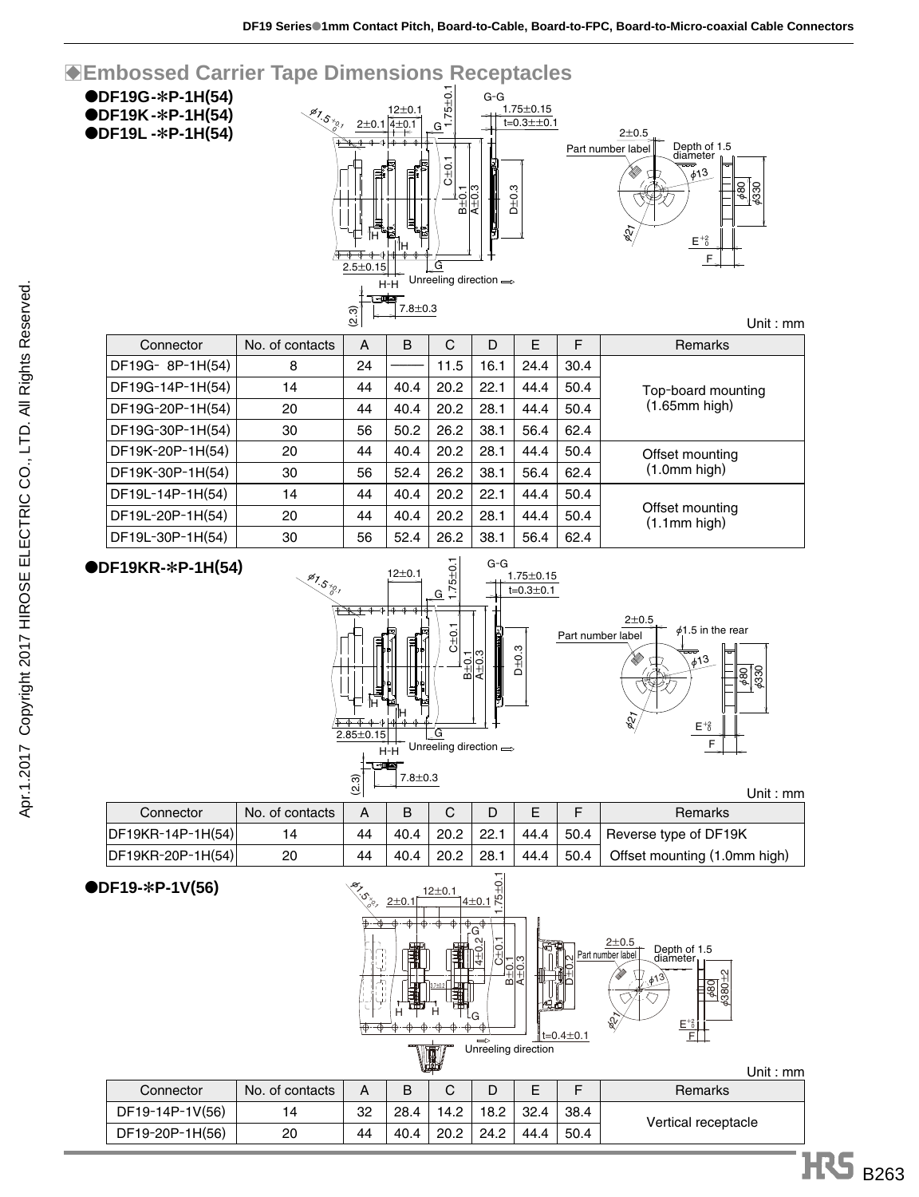## ◆Embossed Carrier Tape Dimensions Receptacles

●DF19G-∗P-1H(54)
●DF19K-∗P-1H(54)
●DF19L -∗P-1H(54)

Unit : mm

| Connector | No. of contacts | A | B | C | D | E | F | Remarks |
|---|---|---|---|---|---|---|---|---|
| DF19G- 8P-1H(54) | 8 | 24 | ―― | 11.5 | 16.1 | 24.4 | 30.4 | Top-board mounting (1.65mm high) |
| DF19G-14P-1H(54) | 14 | 44 | 40.4 | 20.2 | 22.1 | 44.4 | 50.4 | |
| DF19G-20P-1H(54) | 20 | 44 | 40.4 | 20.2 | 28.1 | 44.4 | 50.4 | |
| DF19G-30P-1H(54) | 30 | 56 | 50.2 | 26.2 | 38.1 | 56.4 | 62.4 | |
| DF19K-20P-1H(54) | 20 | 44 | 40.4 | 20.2 | 28.1 | 44.4 | 50.4 | Offset mounting (1.0mm high) |
| DF19K-30P-1H(54) | 30 | 56 | 52.4 | 26.2 | 38.1 | 56.4 | 62.4 | |
| DF19L-14P-1H(54) | 14 | 44 | 40.4 | 20.2 | 22.1 | 44.4 | 50.4 | Offset mounting (1.1mm high) |
| DF19L-20P-1H(54) | 20 | 44 | 40.4 | 20.2 | 28.1 | 44.4 | 50.4 | |
| DF19L-30P-1H(54) | 30 | 56 | 52.4 | 26.2 | 38.1 | 56.4 | 62.4 | |

●DF19KR-∗P-1H(54)

Unit : mm

| Connector | No. of contacts | A | B | C | D | E | F | Remarks |
|---|---|---|---|---|---|---|---|---|
| DF19KR-14P-1H(54) | 14 | 44 | 40.4 | 20.2 | 22.1 | 44.4 | 50.4 | Reverse type of DF19K |
| DF19KR-20P-1H(54) | 20 | 44 | 40.4 | 20.2 | 28.1 | 44.4 | 50.4 | Offset mounting (1.0mm high) |

●DF19-∗P-1V(56)

Unit : mm

| Connector | No. of contacts | A | B | C | D | E | F | Remarks |
|---|---|---|---|---|---|---|---|---|
| DF19-14P-1V(56) | 14 | 32 | 28.4 | 14.2 | 18.2 | 32.4 | 38.4 | Vertical receptacle |
| DF19-20P-1H(56) | 20 | 44 | 40.4 | 20.2 | 24.2 | 44.4 | 50.4 | |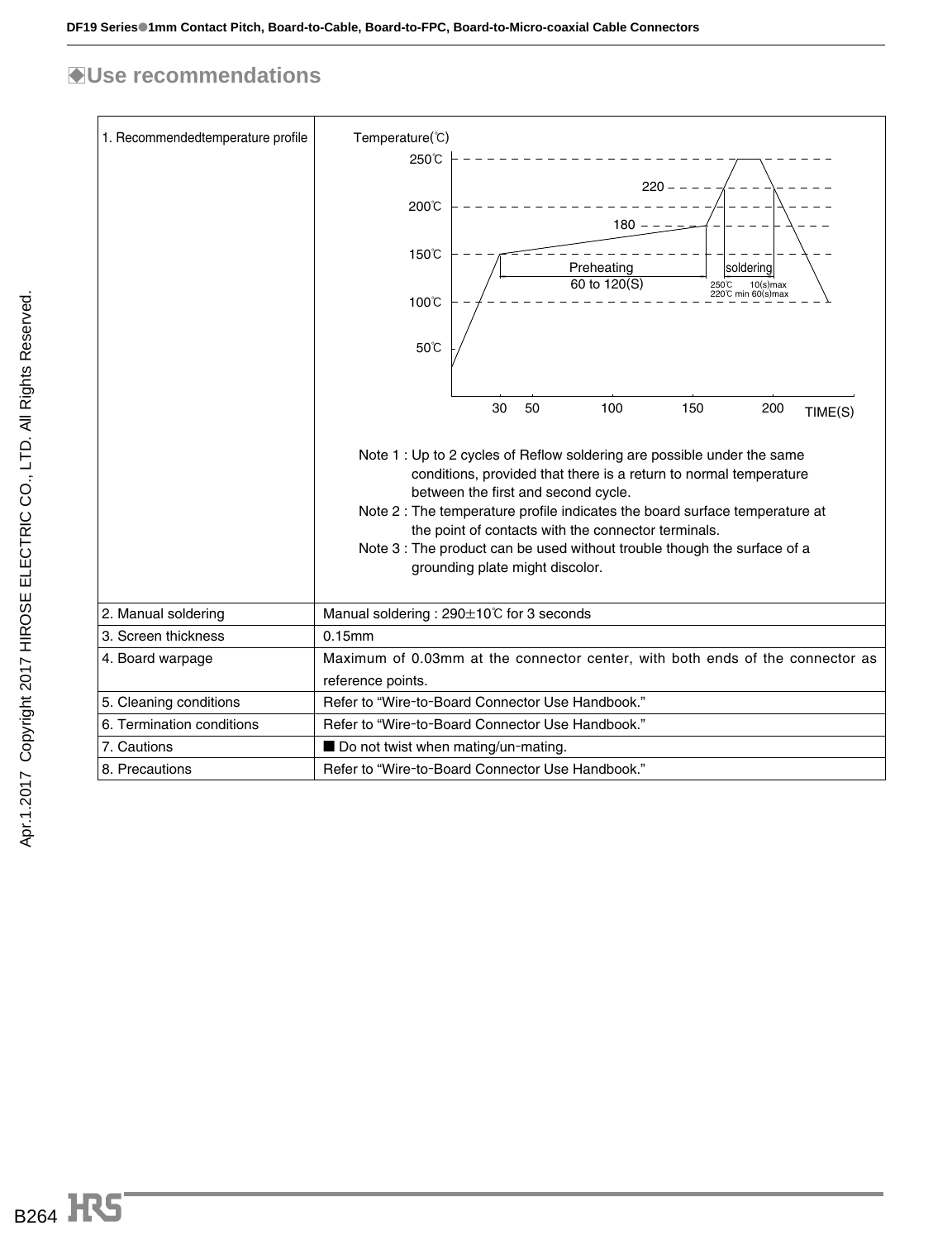## ◆Use recommendations

| | |
|---|---|
| 1. Recommendedtemperature profile | Temperature(℃) 250℃ 200℃ 150℃ 100℃ 50℃ 220 180 Preheating 60 to 120(S) soldering 250℃ 10(s)max 220℃ min 60(s)max 30 50 100 150 200 TIME(S)<br><br>Note 1 : Up to 2 cycles of Reflow soldering are possible under the same conditions, provided that there is a return to normal temperature between the first and second cycle.<br>Note 2 : The temperature profile indicates the board surface temperature at the point of contacts with the connector terminals.<br>Note 3 : The product can be used without trouble though the surface of a grounding plate might discolor. |
| 2. Manual soldering | Manual soldering : 290±10℃ for 3 seconds |
| 3. Screen thickness | 0.15mm |
| 4. Board warpage | Maximum of 0.03mm at the connector center, with both ends of the connector as reference points. |
| 5. Cleaning conditions | Refer to "Wire-to-Board Connector Use Handbook." |
| 6. Termination conditions | Refer to "Wire-to-Board Connector Use Handbook." |
| 7. Cautions | ■ Do not twist when mating/un-mating. |
| 8. Precautions | Refer to "Wire-to-Board Connector Use Handbook." |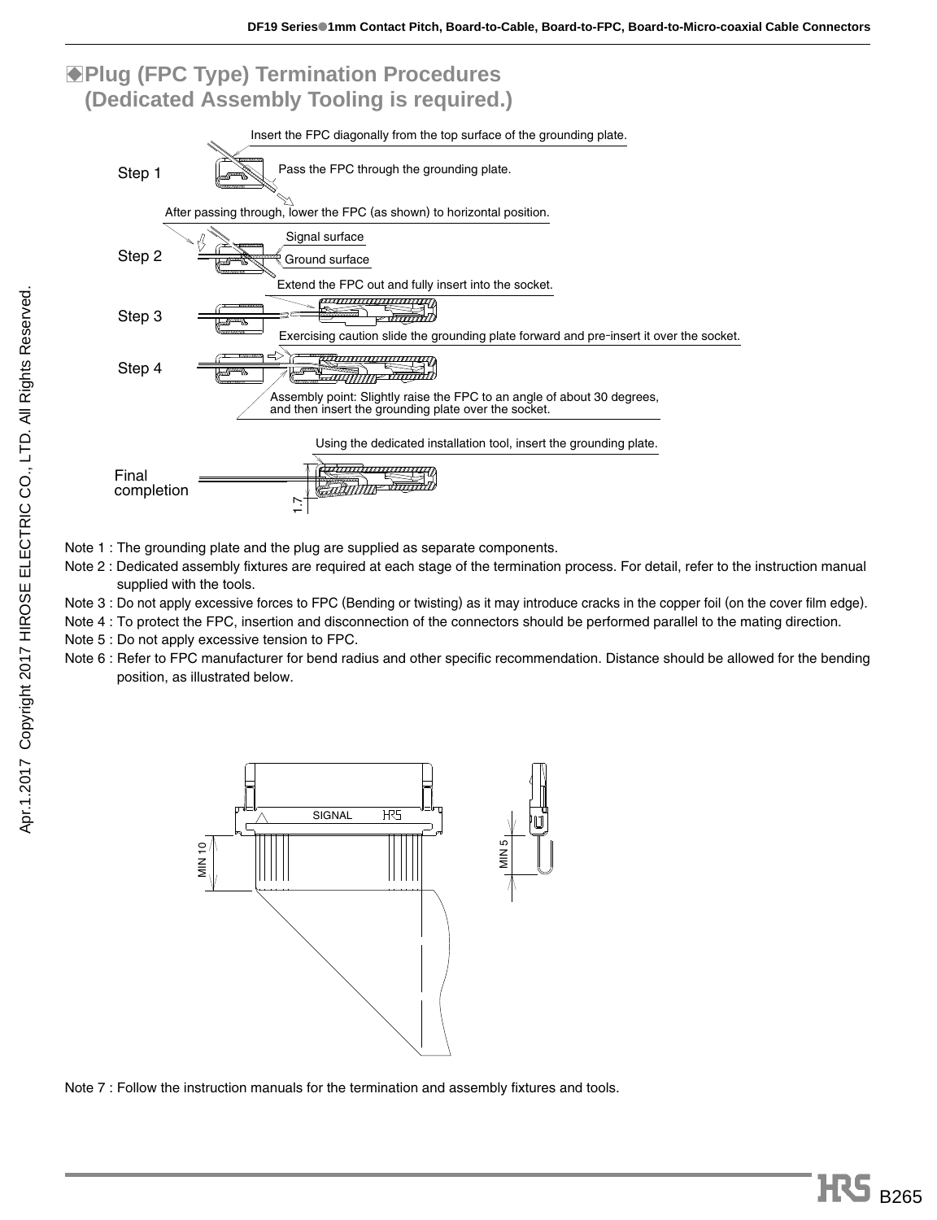## ◆Plug (FPC Type) Termination Procedures (Dedicated Assembly Tooling is required.)

Step 1

Insert the FPC diagonally from the top surface of the grounding plate.

Pass the FPC through the grounding plate.

Step 2

After passing through, lower the FPC (as shown) to horizontal position.

Signal surface

Ground surface

Step 3

Extend the FPC out and fully insert into the socket.

Step 4

Exercising caution slide the grounding plate forward and pre-insert it over the socket.

Assembly point: Slightly raise the FPC to an angle of about 30 degrees, and then insert the grounding plate over the socket.

Final completion

Using the dedicated installation tool, insert the grounding plate.

1.7

Note 1 : The grounding plate and the plug are supplied as separate components.

Note 2 : Dedicated assembly fixtures are required at each stage of the termination process. For detail, refer to the instruction manual supplied with the tools.

Note 3 : Do not apply excessive forces to FPC (Bending or twisting) as it may introduce cracks in the copper foil (on the cover film edge).

Note 4 : To protect the FPC, insertion and disconnection of the connectors should be performed parallel to the mating direction.

Note 5 : Do not apply excessive tension to FPC.

Note 6 : Refer to FPC manufacturer for bend radius and other specific recommendation. Distance should be allowed for the bending position, as illustrated below.

SIGNAL

HRS

MIN 10

MIN 5

Note 7 : Follow the instruction manuals for the termination and assembly fixtures and tools.